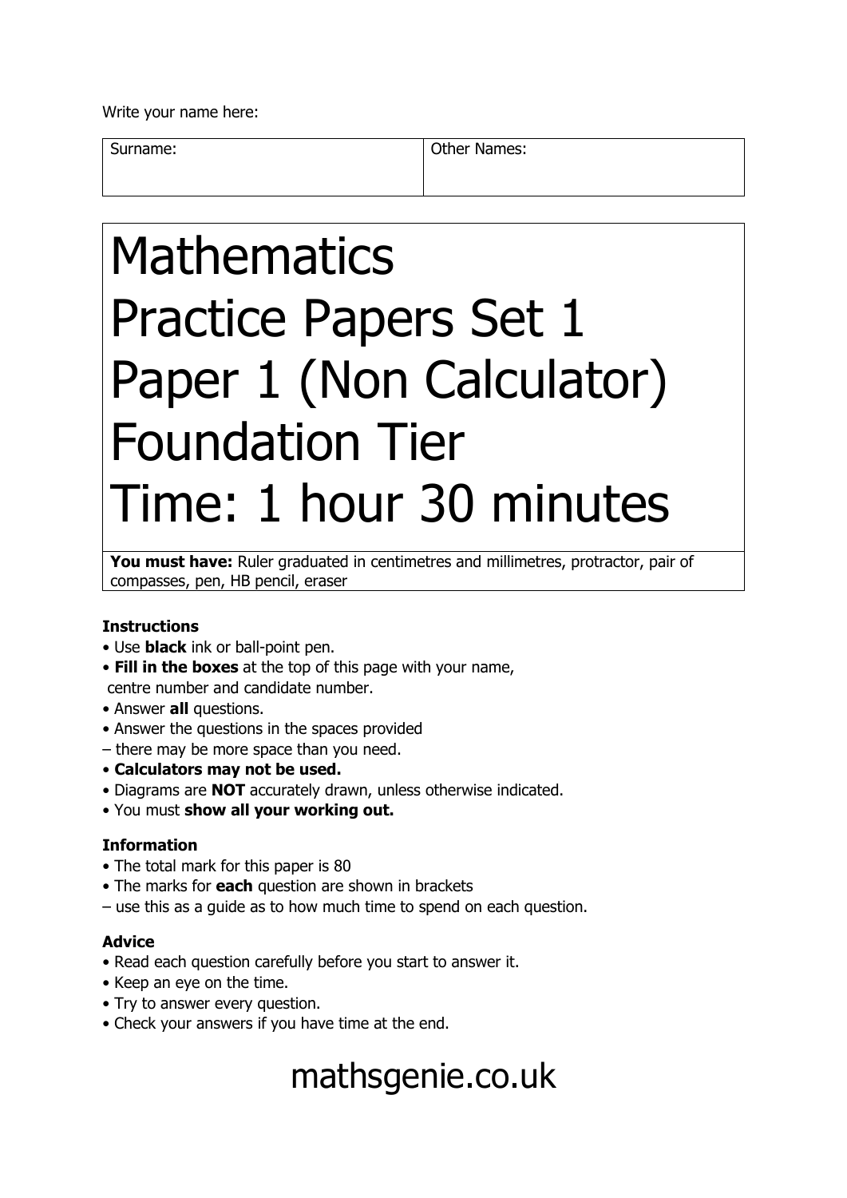Write your name here:

| Surname: | Other Names: |
|---|---|
| | |

# Mathematics
# Practice Papers Set 1
# Paper 1 (Non Calculator)
# Foundation Tier
# Time: 1 hour 30 minutes

**You must have:** Ruler graduated in centimetres and millimetres, protractor, pair of compasses, pen, HB pencil, eraser

### Instructions

- Use **black** ink or ball-point pen.
- **Fill in the boxes** at the top of this page with your name, centre number and candidate number.
- Answer **all** questions.
- Answer the questions in the spaces provided – there may be more space than you need.
- **Calculators may not be used.**
- Diagrams are **NOT** accurately drawn, unless otherwise indicated.
- You must **show all your working out.**

### Information

- The total mark for this paper is 80
- The marks for **each** question are shown in brackets – use this as a guide as to how much time to spend on each question.

### Advice

- Read each question carefully before you start to answer it.
- Keep an eye on the time.
- Try to answer every question.
- Check your answers if you have time at the end.

mathsgenie.co.uk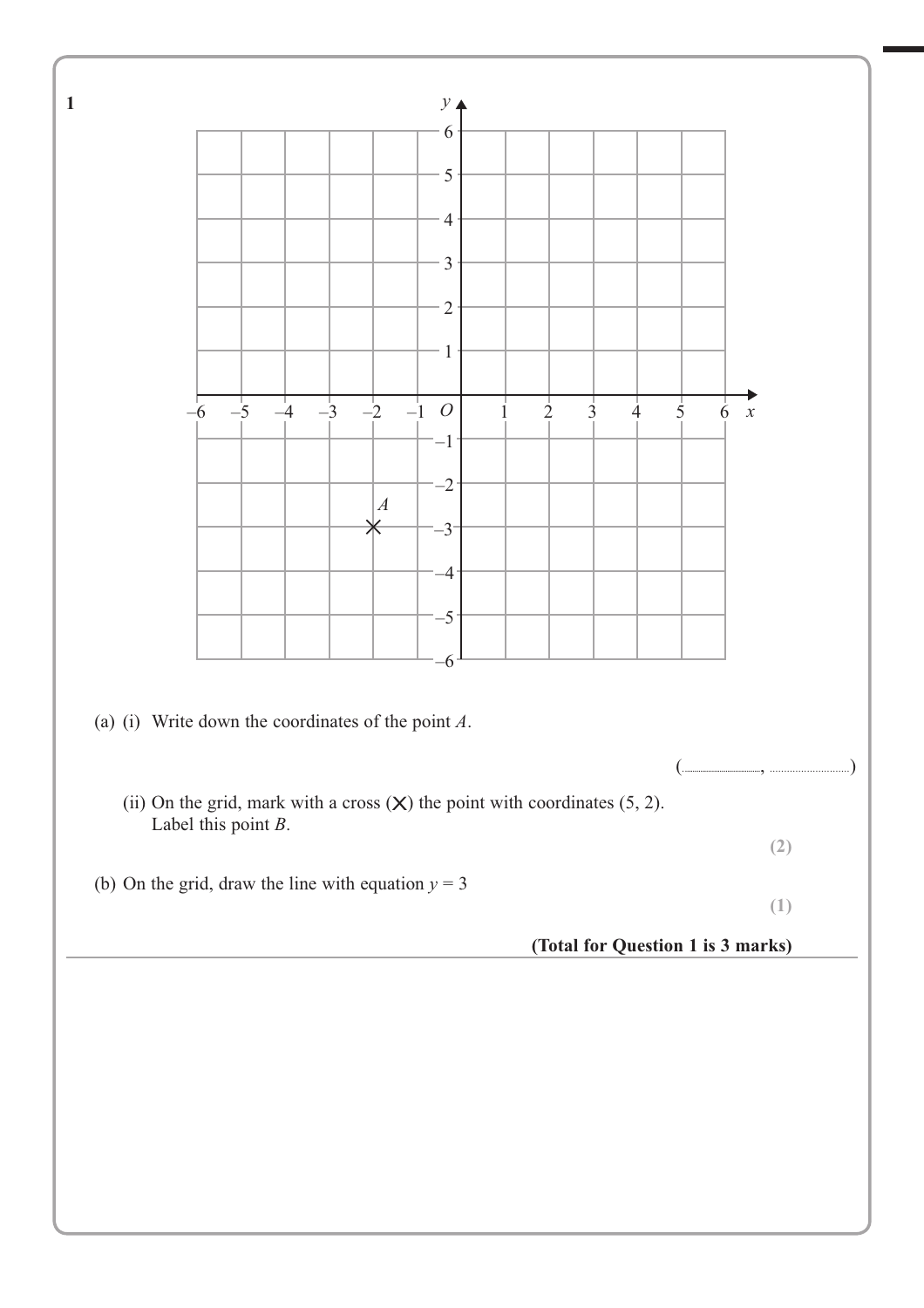**1**

(a) (i) Write down the coordinates of the point $A$.

(.........................., ..........................)

(ii) On the grid, mark with a cross (✕) the point with coordinates (5, 2).
Label this point $B$.

**(2)**

(b) On the grid, draw the line with equation $y = 3$

**(1)**

**(Total for Question 1 is 3 marks)**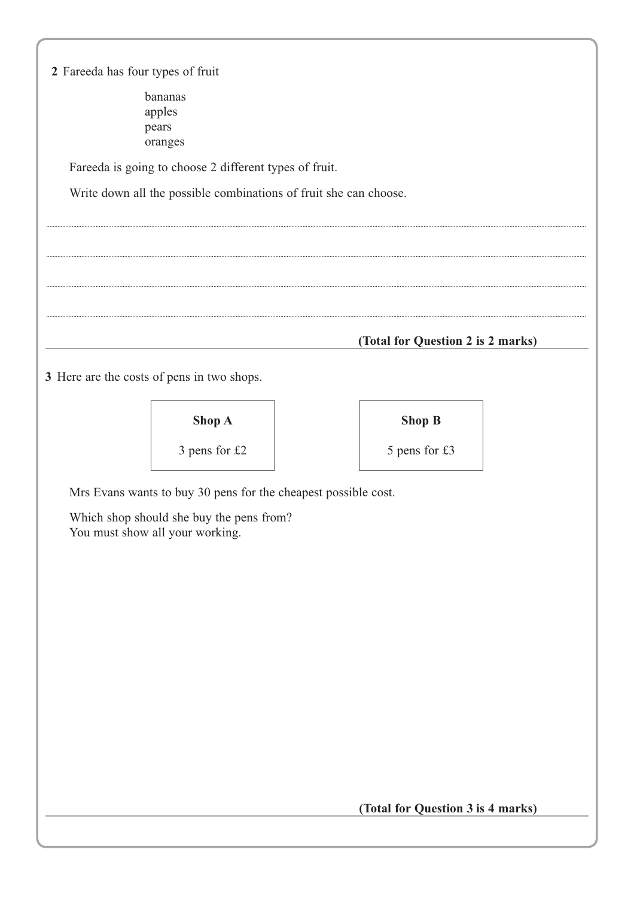**2** Fareeda has four types of fruit

bananas
apples
pears
oranges

Fareeda is going to choose 2 different types of fruit.

Write down all the possible combinations of fruit she can choose.

**(Total for Question 2 is 2 marks)**

---

**3** Here are the costs of pens in two shops.

| **Shop A** | **Shop B** |
|---|---|
| 3 pens for £2 | 5 pens for £3 |

Mrs Evans wants to buy 30 pens for the cheapest possible cost.

Which shop should she buy the pens from?
You must show all your working.

**(Total for Question 3 is 4 marks)**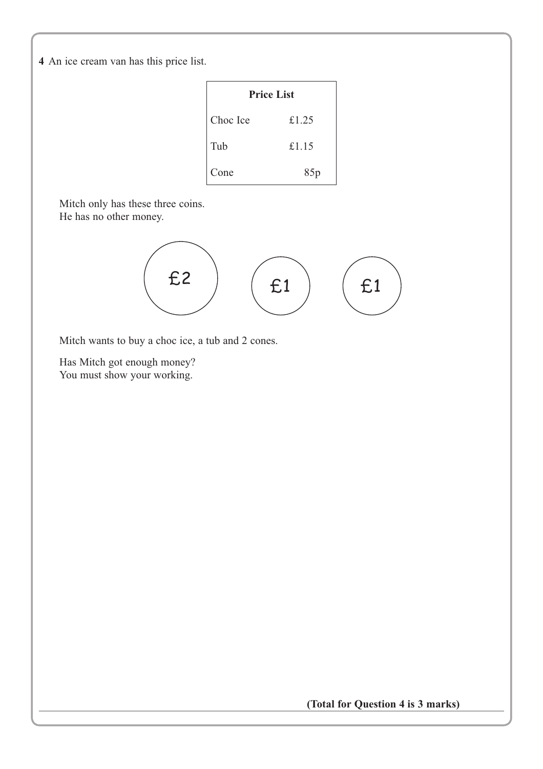**4** An ice cream van has this price list.

| Price List | |
|---|---|
| Choc Ice | £1.25 |
| Tub | £1.15 |
| Cone | 85p |

Mitch only has these three coins.
He has no other money.

£2 £1 £1

Mitch wants to buy a choc ice, a tub and 2 cones.

Has Mitch got enough money?
You must show your working.

**(Total for Question 4 is 3 marks)**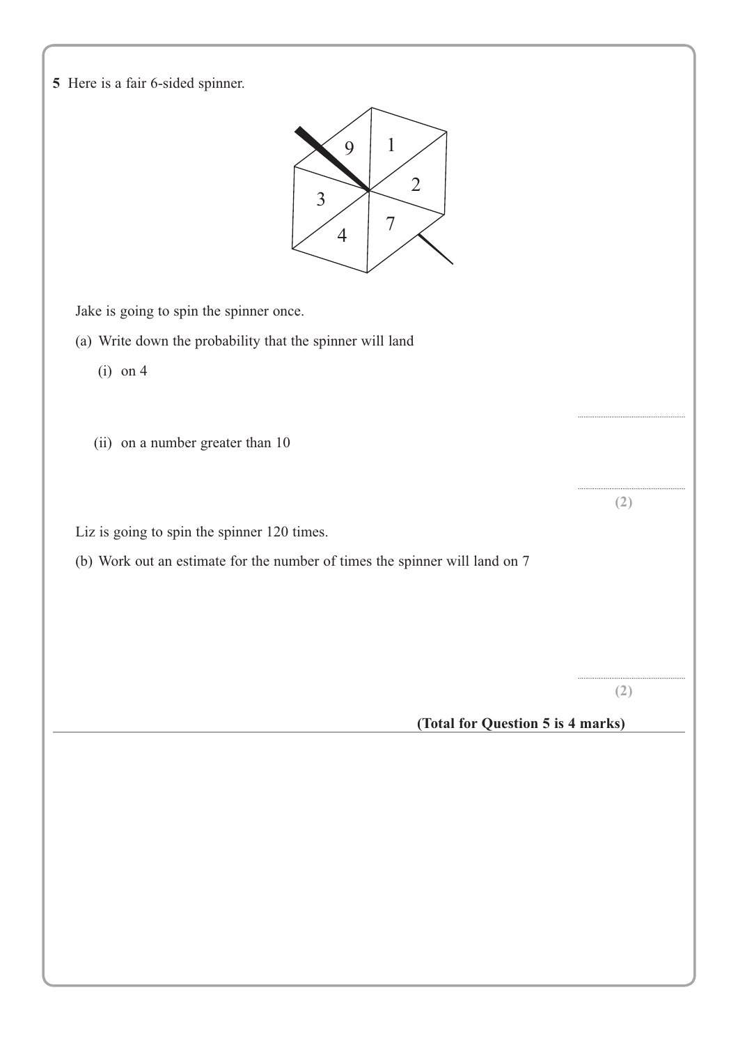**5** Here is a fair 6-sided spinner.

Jake is going to spin the spinner once.

(a) Write down the probability that the spinner will land

(i) on 4

..............................

(ii) on a number greater than 10

..............................

**(2)**

Liz is going to spin the spinner 120 times.

(b) Work out an estimate for the number of times the spinner will land on 7

..............................

**(2)**

**(Total for Question 5 is 4 marks)**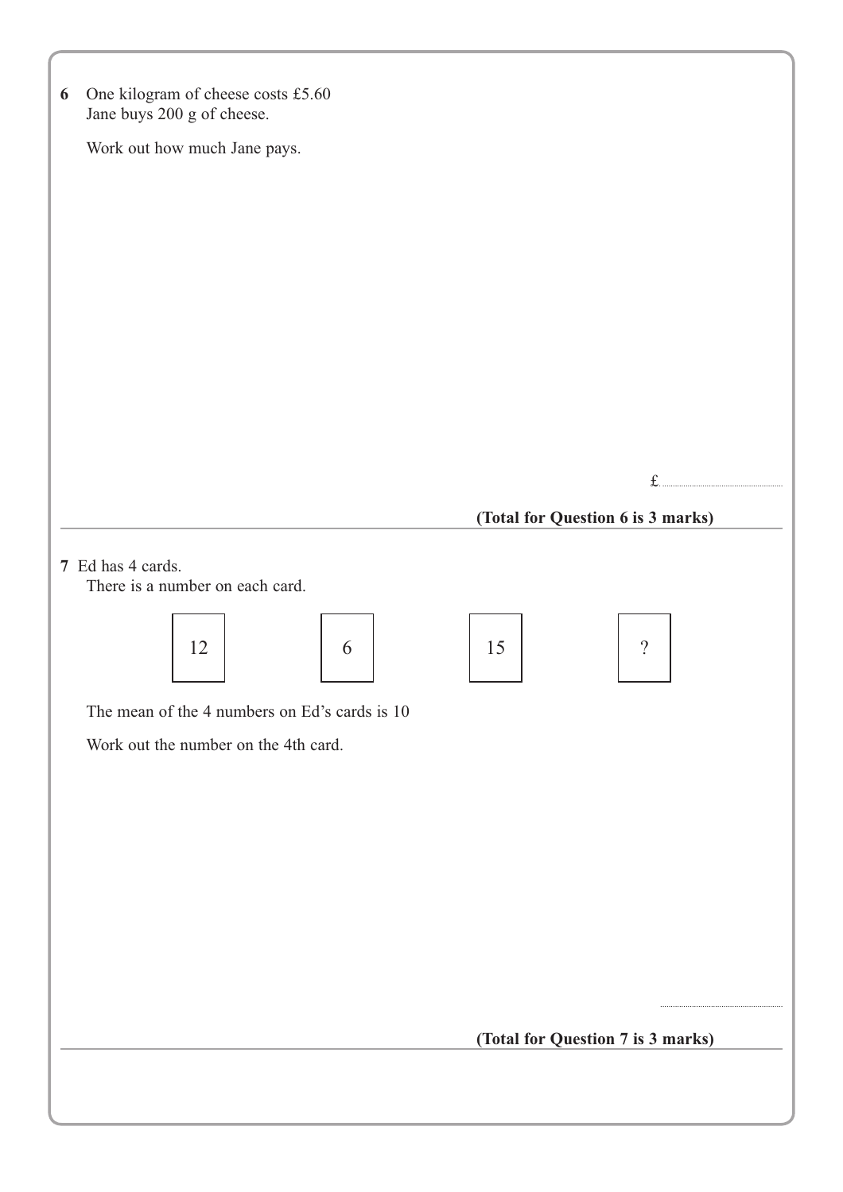**6** One kilogram of cheese costs £5.60
Jane buys 200 g of cheese.

Work out how much Jane pays.

£..............................

**(Total for Question 6 is 3 marks)**

---

**7** Ed has 4 cards.
There is a number on each card.

| 12 | 6 | 15 | ? |
|---|---|---|---|

The mean of the 4 numbers on Ed's cards is 10

Work out the number on the 4th card.

..............................

**(Total for Question 7 is 3 marks)**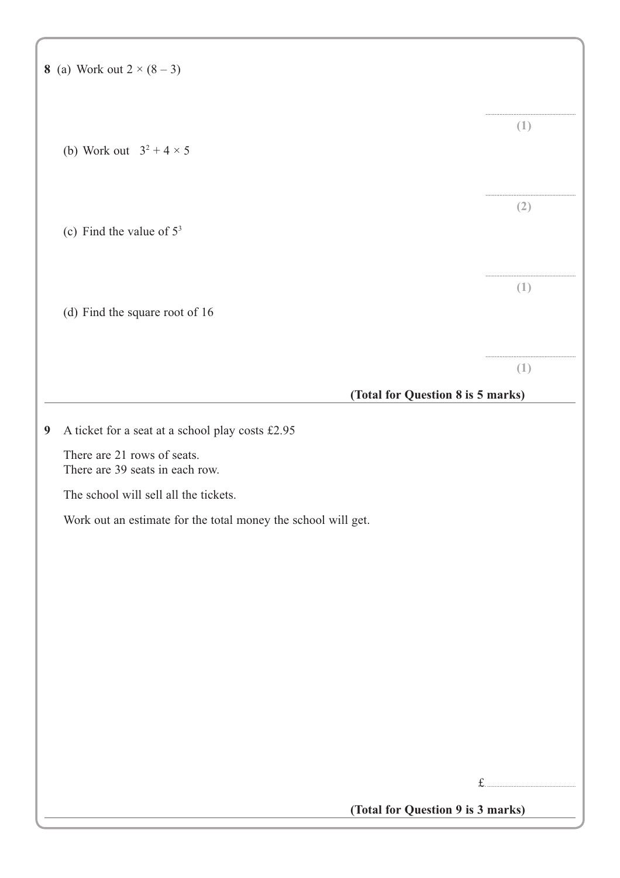**8** (a) Work out $2 \times (8 - 3)$

..............................

**(1)**

(b) Work out $3^2 + 4 \times 5$

..............................

**(2)**

(c) Find the value of $5^3$

..............................

**(1)**

(d) Find the square root of 16

..............................

**(1)**

**(Total for Question 8 is 5 marks)**

---

**9** A ticket for a seat at a school play costs £2.95

There are 21 rows of seats.
There are 39 seats in each row.

The school will sell all the tickets.

Work out an estimate for the total money the school will get.

£..............................

**(Total for Question 9 is 3 marks)**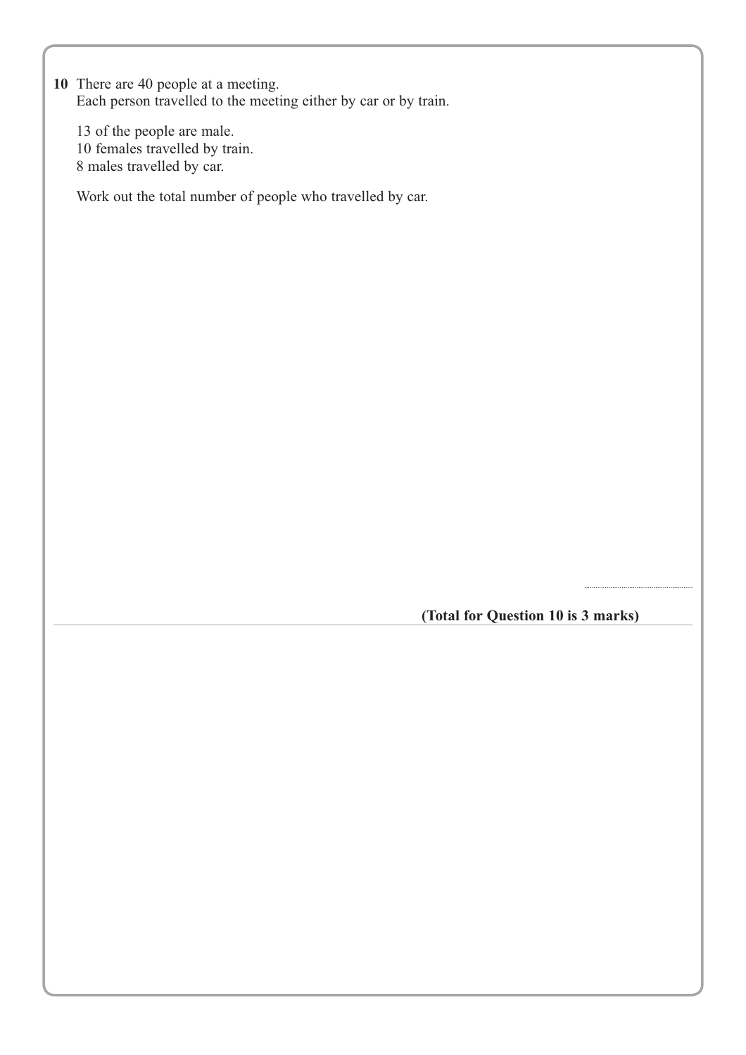**10** There are 40 people at a meeting.
Each person travelled to the meeting either by car or by train.

13 of the people are male.
10 females travelled by train.
8 males travelled by car.

Work out the total number of people who travelled by car.

..............................................

**(Total for Question 10 is 3 marks)**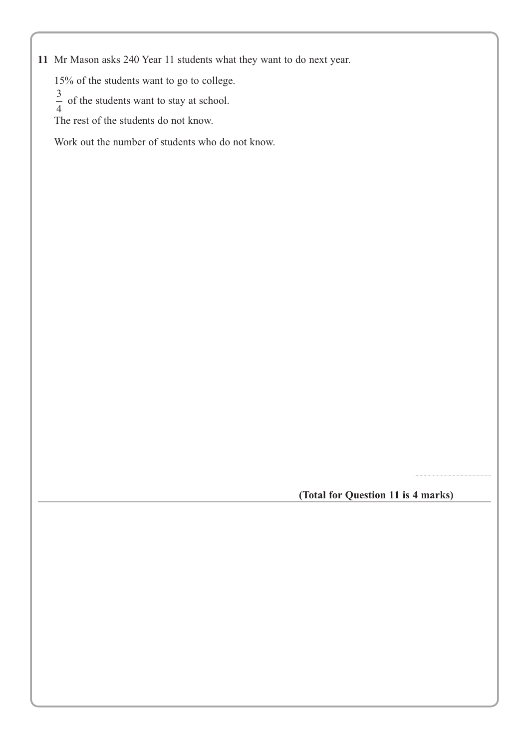**11** Mr Mason asks 240 Year 11 students what they want to do next year.

15% of the students want to go to college.

$\frac{3}{4}$ of the students want to stay at school.

The rest of the students do not know.

Work out the number of students who do not know.

..............................

**(Total for Question 11 is 4 marks)**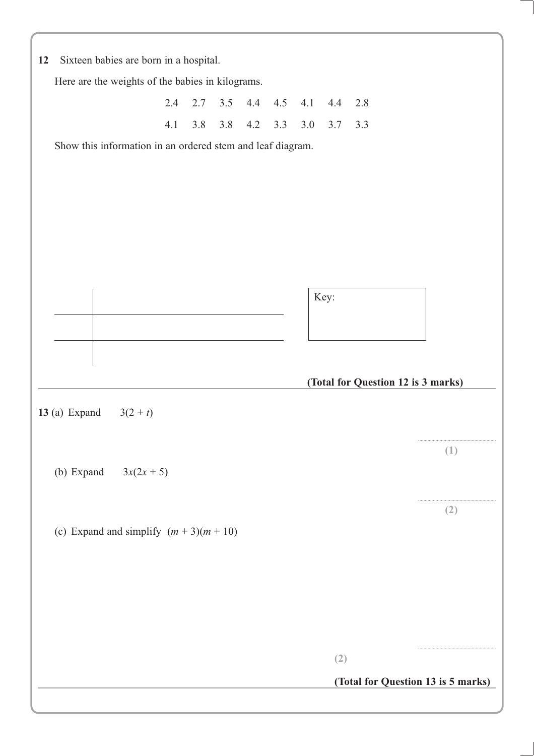**12** Sixteen babies are born in a hospital.

Here are the weights of the babies in kilograms.

| | | | | | | | |
|---|---|---|---|---|---|---|---|
| 2.4 | 2.7 | 3.5 | 4.4 | 4.5 | 4.1 | 4.4 | 2.8 |
| 4.1 | 3.8 | 3.8 | 4.2 | 3.3 | 3.0 | 3.7 | 3.3 |

Show this information in an ordered stem and leaf diagram.

| | |
|---|---|
| | |
| | |
| | |

Key:

**(Total for Question 12 is 3 marks)**

---

**13** (a) Expand $3(2 + t)$

..............................

**(1)**

(b) Expand $3x(2x + 5)$

..............................

**(2)**

(c) Expand and simplify $(m + 3)(m + 10)$

..............................

**(2)**

**(Total for Question 13 is 5 marks)**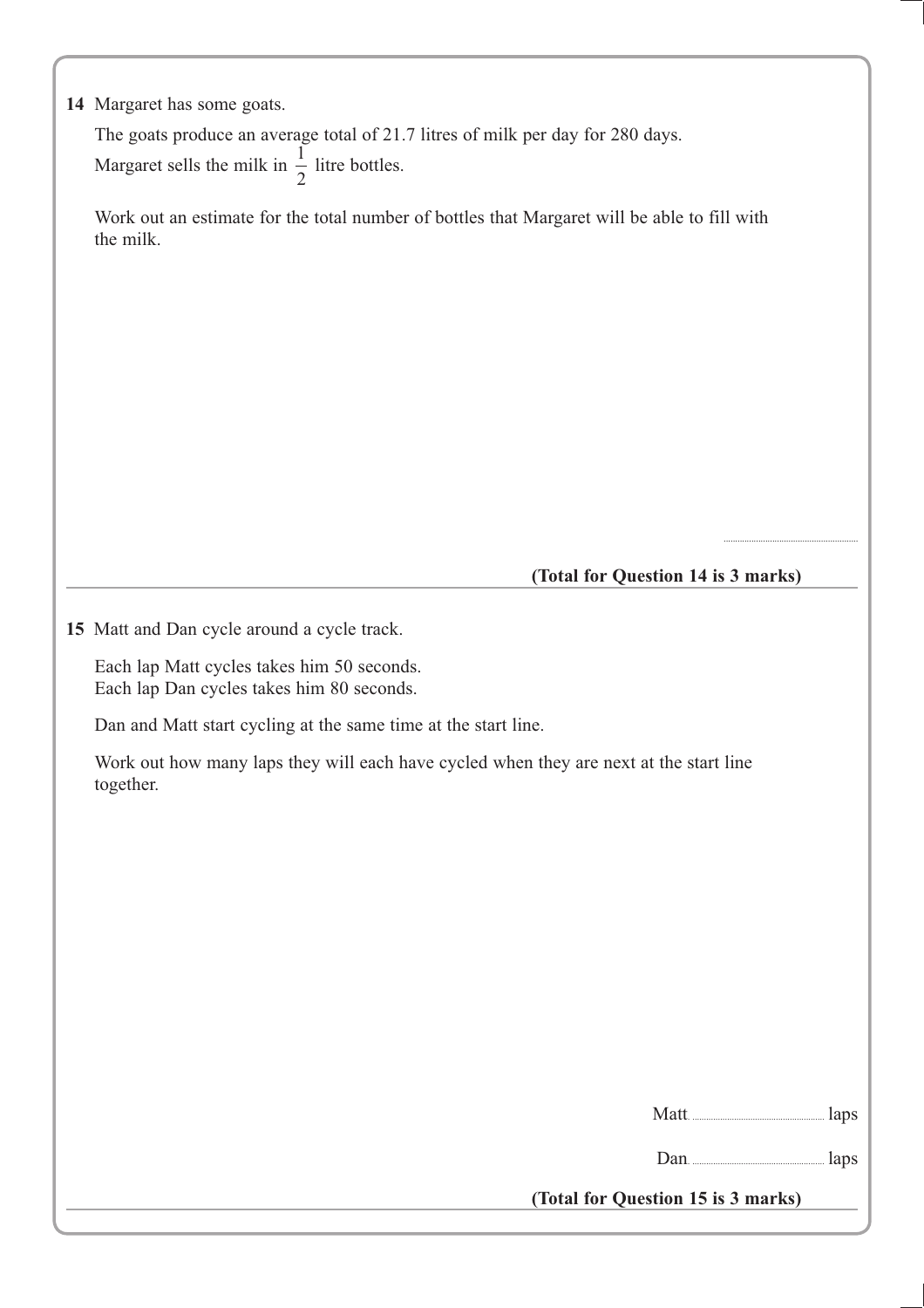**14** Margaret has some goats.

The goats produce an average total of 21.7 litres of milk per day for 280 days.

Margaret sells the milk in $\frac{1}{2}$ litre bottles.

Work out an estimate for the total number of bottles that Margaret will be able to fill with the milk.

..............................

**(Total for Question 14 is 3 marks)**

---

**15** Matt and Dan cycle around a cycle track.

Each lap Matt cycles takes him 50 seconds.
Each lap Dan cycles takes him 80 seconds.

Dan and Matt start cycling at the same time at the start line.

Work out how many laps they will each have cycled when they are next at the start line together.

Matt .............................. laps

Dan .............................. laps

**(Total for Question 15 is 3 marks)**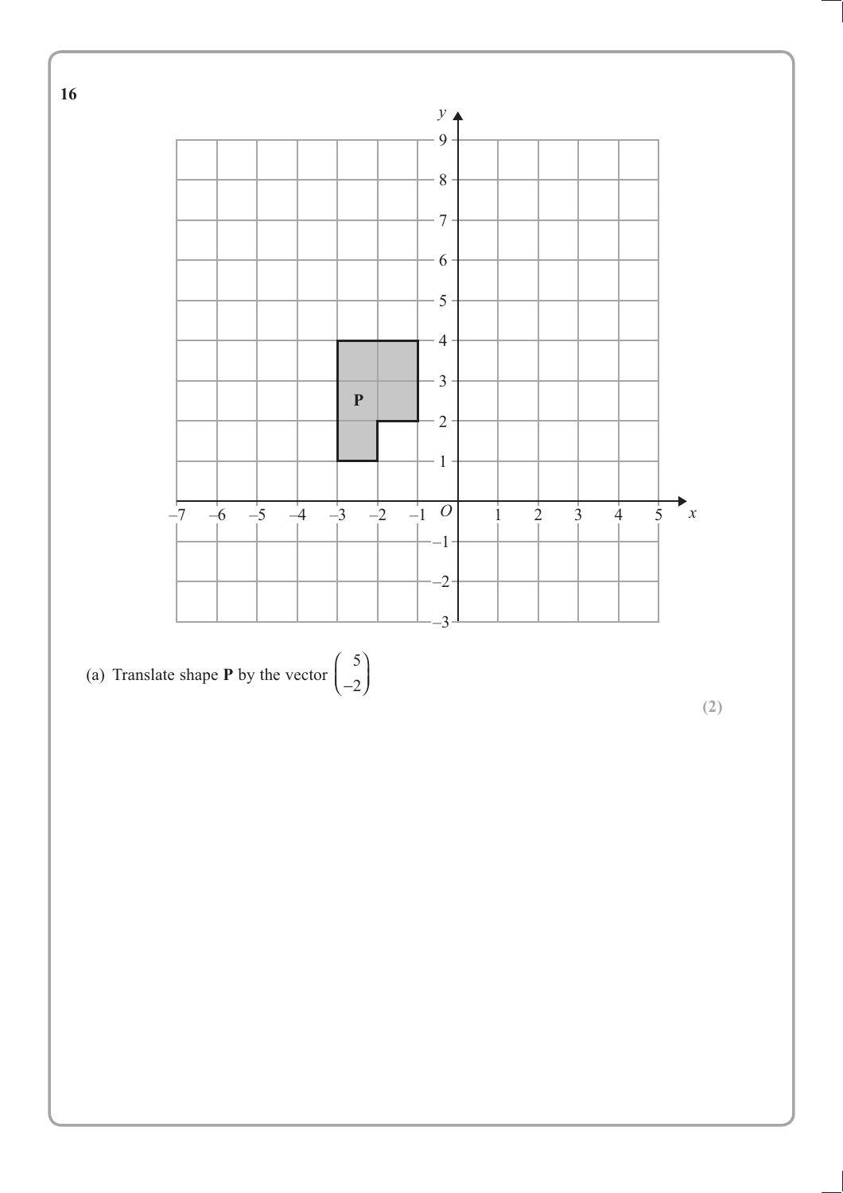**16**

(a) Translate shape **P** by the vector $\begin{pmatrix} 5 \\ -2 \end{pmatrix}$

**(2)**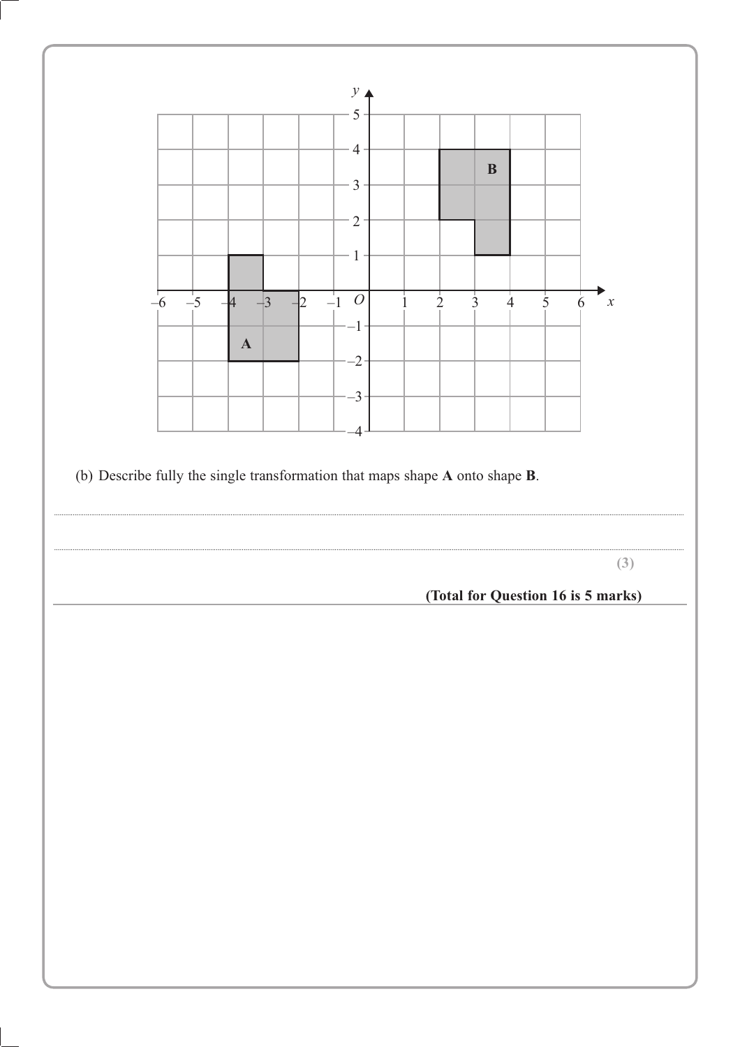(b) Describe fully the single transformation that maps shape **A** onto shape **B**.

..........................................................................................................................................................................................................

..........................................................................................................................................................................................................

**(3)**

**(Total for Question 16 is 5 marks)**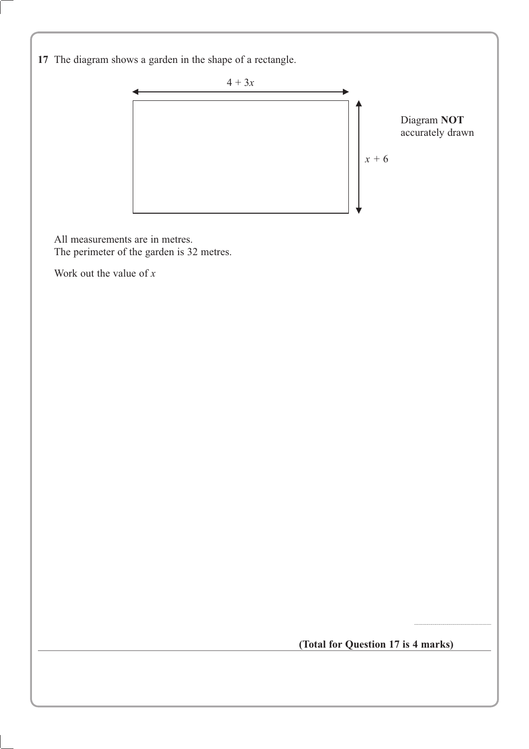**17** The diagram shows a garden in the shape of a rectangle.

$4 + 3x$

$x + 6$

Diagram **NOT** accurately drawn

All measurements are in metres.
The perimeter of the garden is 32 metres.

Work out the value of $x$

..............................

**(Total for Question 17 is 4 marks)**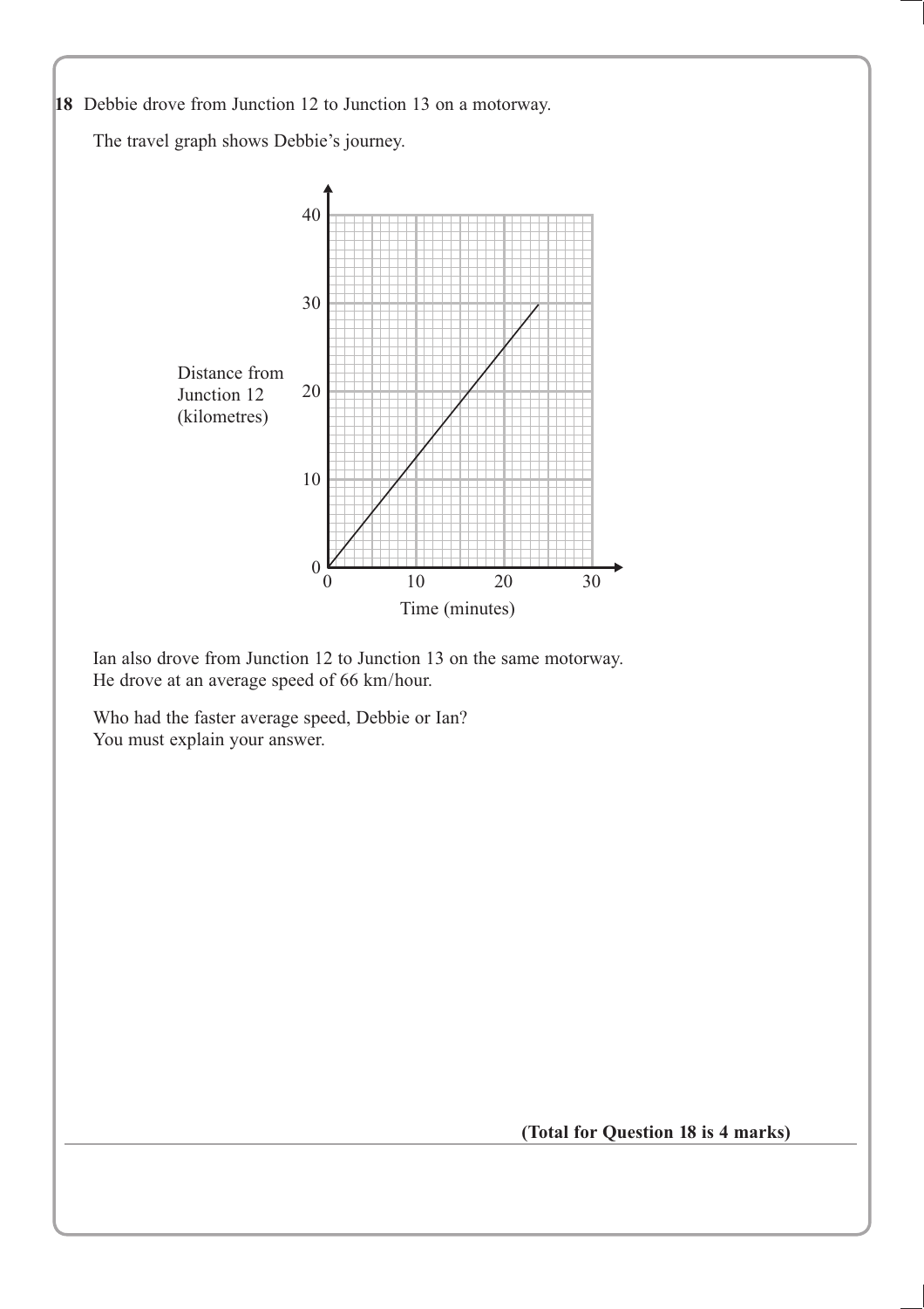**18** Debbie drove from Junction 12 to Junction 13 on a motorway.

The travel graph shows Debbie's journey.

Ian also drove from Junction 12 to Junction 13 on the same motorway.
He drove at an average speed of 66 km/hour.

Who had the faster average speed, Debbie or Ian?
You must explain your answer.

**(Total for Question 18 is 4 marks)**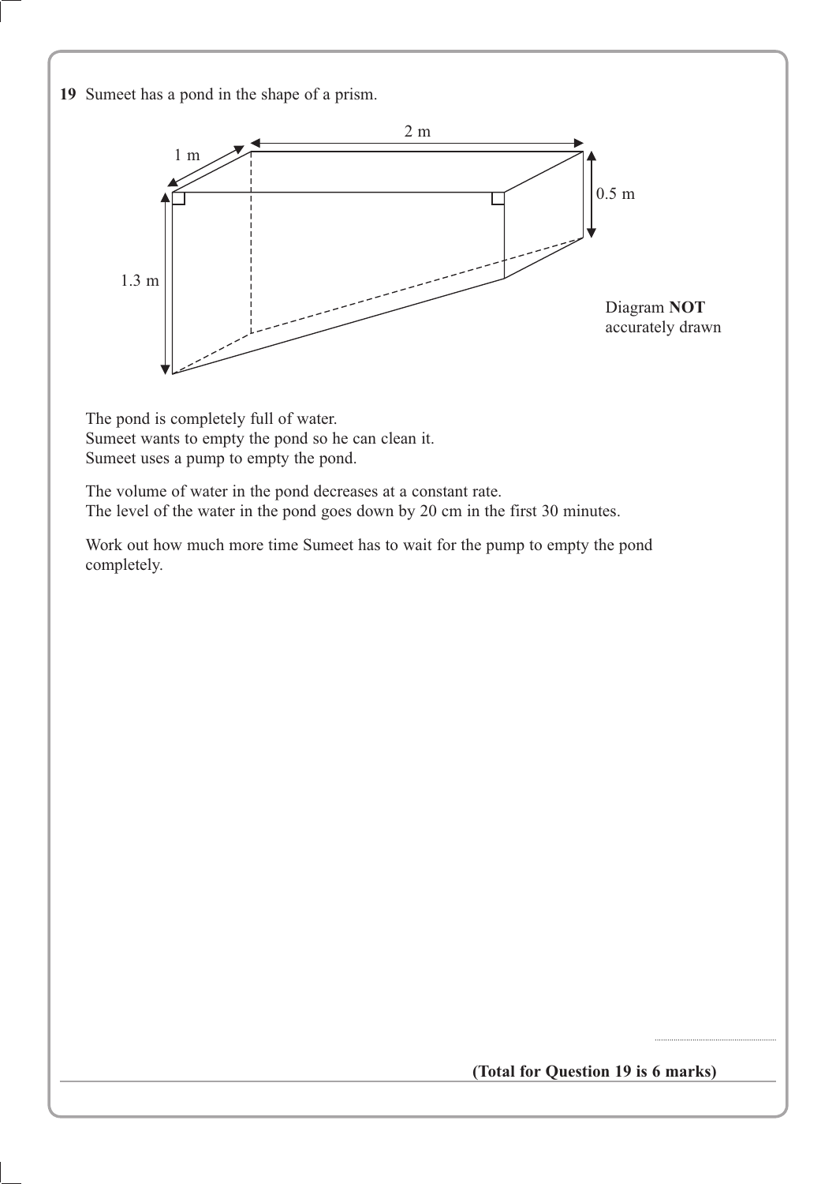**19** Sumeet has a pond in the shape of a prism.

1 m

2 m

0.5 m

1.3 m

Diagram **NOT** accurately drawn

The pond is completely full of water.
Sumeet wants to empty the pond so he can clean it.
Sumeet uses a pump to empty the pond.

The volume of water in the pond decreases at a constant rate.
The level of the water in the pond goes down by 20 cm in the first 30 minutes.

Work out how much more time Sumeet has to wait for the pump to empty the pond completely.

..........................................

**(Total for Question 19 is 6 marks)**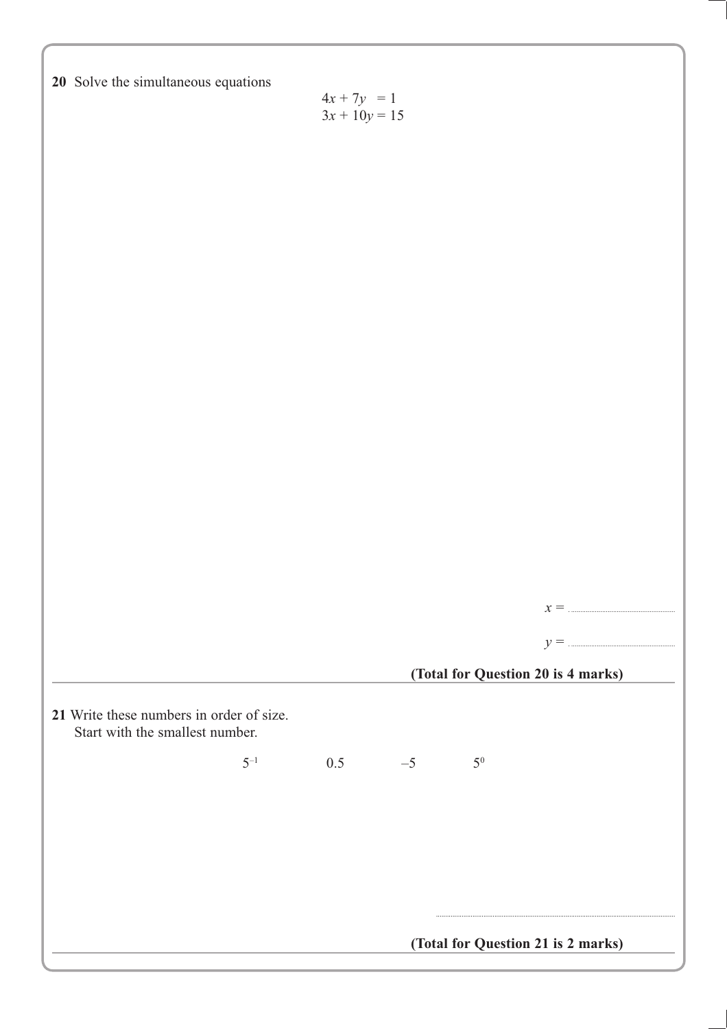**20** Solve the simultaneous equations

$$4x + 7y = 1$$
$$3x + 10y = 15$$

$x =$ ..............................

$y =$ ..............................

**(Total for Question 20 is 4 marks)**

---

**21** Write these numbers in order of size.
Start with the smallest number.

$$5^{-1} \qquad 0.5 \qquad -5 \qquad 5^{0}$$

..............................................................

**(Total for Question 21 is 2 marks)**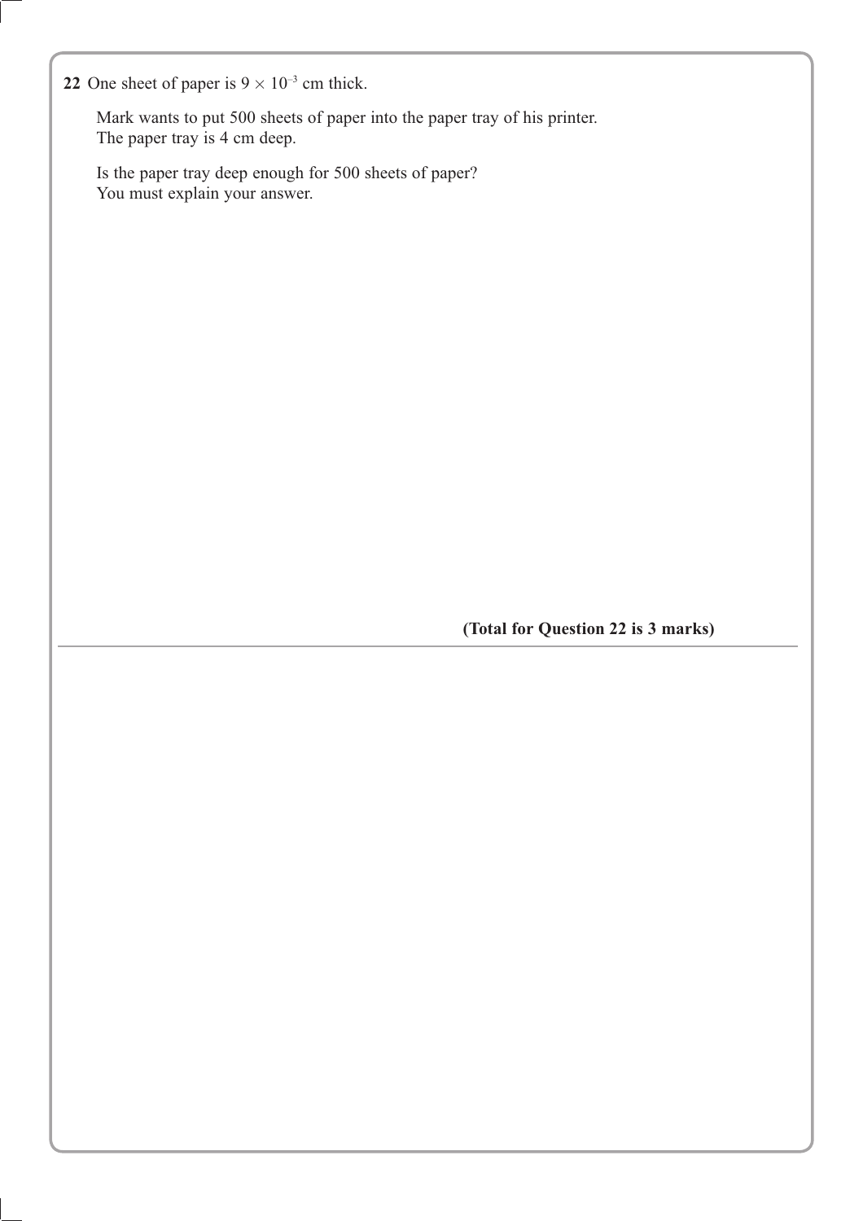**22** One sheet of paper is $9 \times 10^{-3}$ cm thick.

Mark wants to put 500 sheets of paper into the paper tray of his printer.
The paper tray is 4 cm deep.

Is the paper tray deep enough for 500 sheets of paper?
You must explain your answer.

**(Total for Question 22 is 3 marks)**